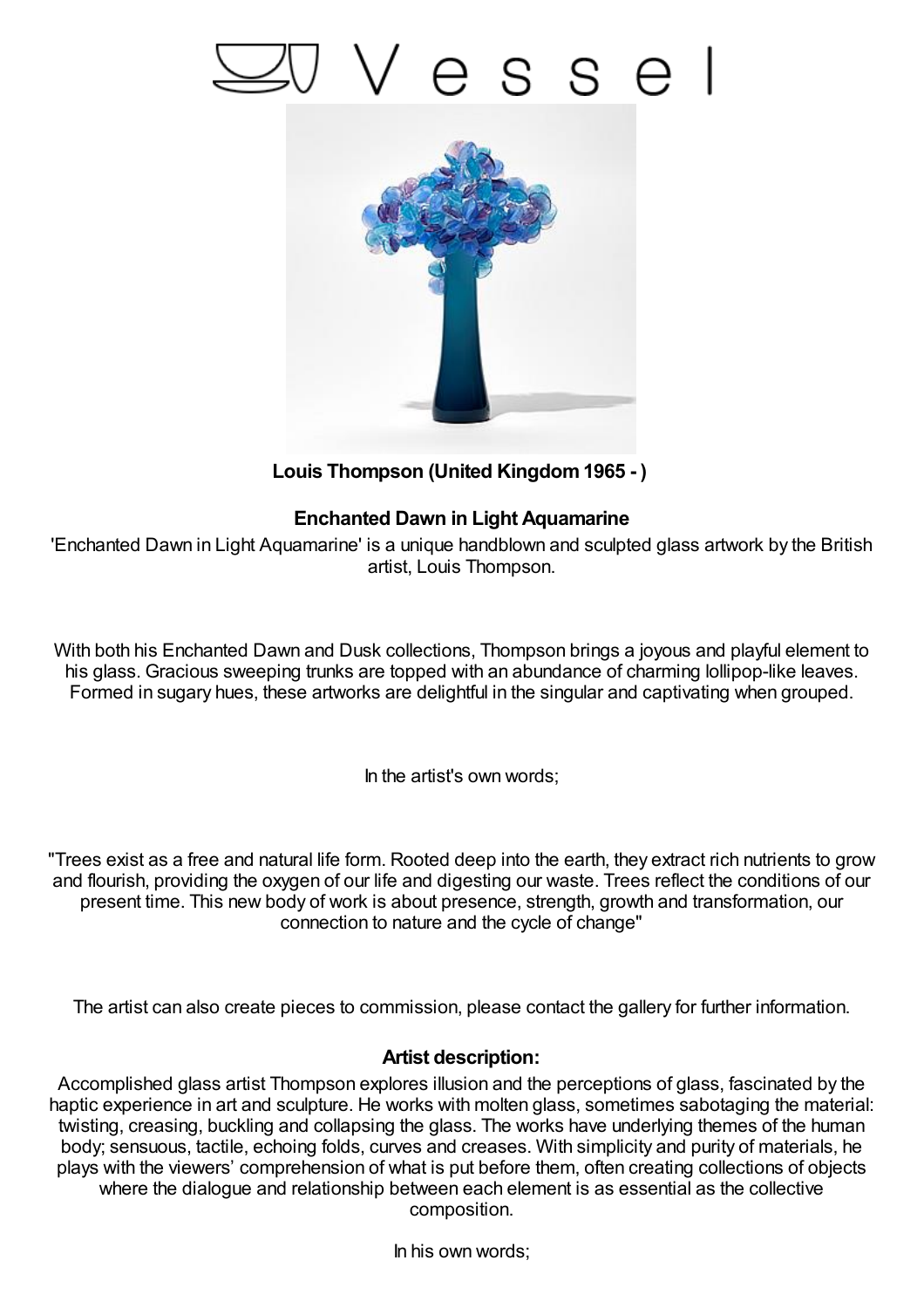# Vessel

**Louis Thompson (United Kingdom 1965 - )**

## Enchanted Dawn in Light Aquamarine

'Enchanted Dawn in Light Aquamarine' is a unique handblown and sculpted glass artwork by the British artist, Louis Thompson.

With both his Enchanted Dawn and Dusk collections, Thompson brings a joyous and playful element to his glass. Gracious sweeping trunks are topped with an abundance of charming lollipop-like leaves. Formed in sugary hues, these artworks are delightful in the singular and captivating when grouped.

In the artist's own words;

"Trees exist as a free and natural life form. Rooted deep into the earth, they extract rich nutrients to grow and flourish, providing the oxygen of our life and digesting our waste. Trees reflect the conditions of our present time. This new body of work is about presence, strength, growth and transformation, our connection to nature and the cycle of change"

The artist can also create pieces to commission, please contact the gallery for further information.

**Artist description:**

Accomplished glass artist Thompson explores illusion and the perceptions of glass, fascinated by the haptic experience in art and sculpture. He works with molten glass, sometimes sabotaging the material: twisting, creasing, buckling and collapsing the glass. The works have underlying themes of the human body; sensuous, tactile, echoing folds, curves and creases. With simplicity and purity of materials, he plays with the viewers' comprehension of what is put before them, often creating collections of objects where the dialogue and relationship between each element is as essential as the collective composition.

In his own words;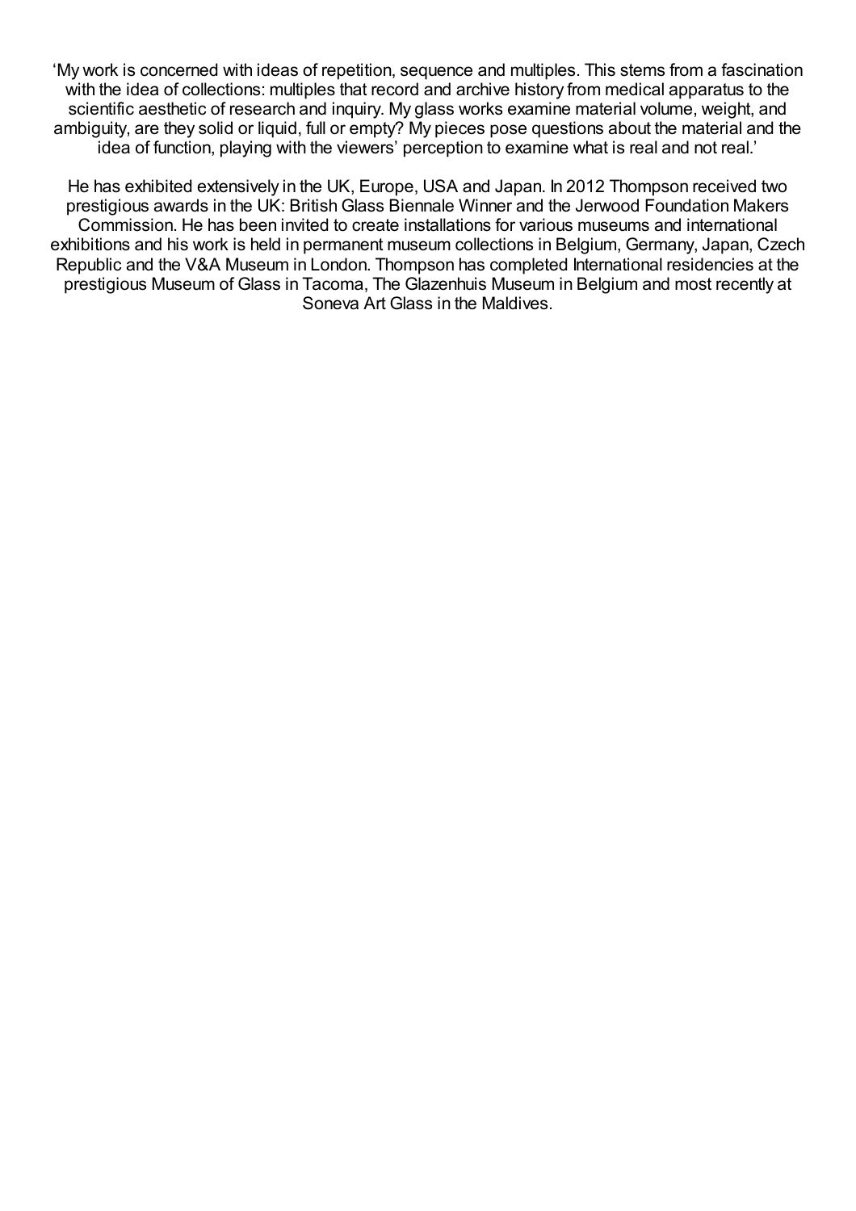'My work is concerned with ideas of repetition, sequence and multiples. This stems from a fascination with the idea of collections: multiples that record and archive history from medical apparatus to the scientific aesthetic of research and inquiry. My glass works examine material volume, weight, and ambiguity, are they solid or liquid, full or empty? My pieces pose questions about the material and the idea of function, playing with the viewers' perception to examine what is real and not real.'

He has exhibited extensively in the UK, Europe, USA and Japan. In 2012 Thompson received two prestigious awards in the UK: British Glass Biennale Winner and the Jerwood Foundation Makers Commission. He has been invited to create installations for various museums and international exhibitions and his work is held in permanent museum collections in Belgium, Germany, Japan, Czech Republic and the V&A Museum in London. Thompson has completed International residencies at the prestigious Museum of Glass in Tacoma, The Glazenhuis Museum in Belgium and most recently at Soneva Art Glass in the Maldives.